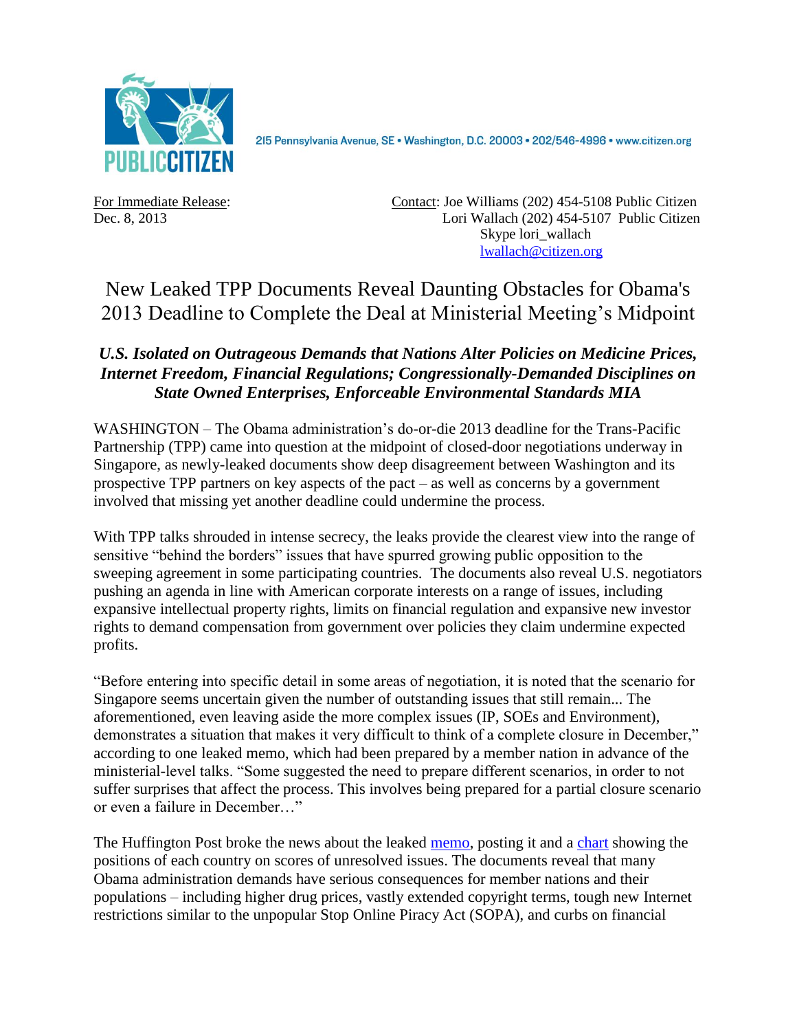PUBLIC CITIZEN

215 Pennsylvania Avenue, SE • Washington, D.C. 20003 • 202/546-4996 • www.citizen.org

For Immediate Release:
Dec. 8, 2013

Contact: Joe Williams (202) 454-5108 Public Citizen
Lori Wallach (202) 454-5107 Public Citizen
Skype lori_wallach
lwallach@citizen.org

# New Leaked TPP Documents Reveal Daunting Obstacles for Obama's 2013 Deadline to Complete the Deal at Ministerial Meeting's Midpoint

***U.S. Isolated on Outrageous Demands that Nations Alter Policies on Medicine Prices, Internet Freedom, Financial Regulations; Congressionally-Demanded Disciplines on State Owned Enterprises, Enforceable Environmental Standards MIA***

WASHINGTON – The Obama administration's do-or-die 2013 deadline for the Trans-Pacific Partnership (TPP) came into question at the midpoint of closed-door negotiations underway in Singapore, as newly-leaked documents show deep disagreement between Washington and its prospective TPP partners on key aspects of the pact – as well as concerns by a government involved that missing yet another deadline could undermine the process.

With TPP talks shrouded in intense secrecy, the leaks provide the clearest view into the range of sensitive "behind the borders" issues that have spurred growing public opposition to the sweeping agreement in some participating countries. The documents also reveal U.S. negotiators pushing an agenda in line with American corporate interests on a range of issues, including expansive intellectual property rights, limits on financial regulation and expansive new investor rights to demand compensation from government over policies they claim undermine expected profits.

"Before entering into specific detail in some areas of negotiation, it is noted that the scenario for Singapore seems uncertain given the number of outstanding issues that still remain... The aforementioned, even leaving aside the more complex issues (IP, SOEs and Environment), demonstrates a situation that makes it very difficult to think of a complete closure in December," according to one leaked memo, which had been prepared by a member nation in advance of the ministerial-level talks. "Some suggested the need to prepare different scenarios, in order to not suffer surprises that affect the process. This involves being prepared for a partial closure scenario or even a failure in December…"

The Huffington Post broke the news about the leaked memo, posting it and a chart showing the positions of each country on scores of unresolved issues. The documents reveal that many Obama administration demands have serious consequences for member nations and their populations – including higher drug prices, vastly extended copyright terms, tough new Internet restrictions similar to the unpopular Stop Online Piracy Act (SOPA), and curbs on financial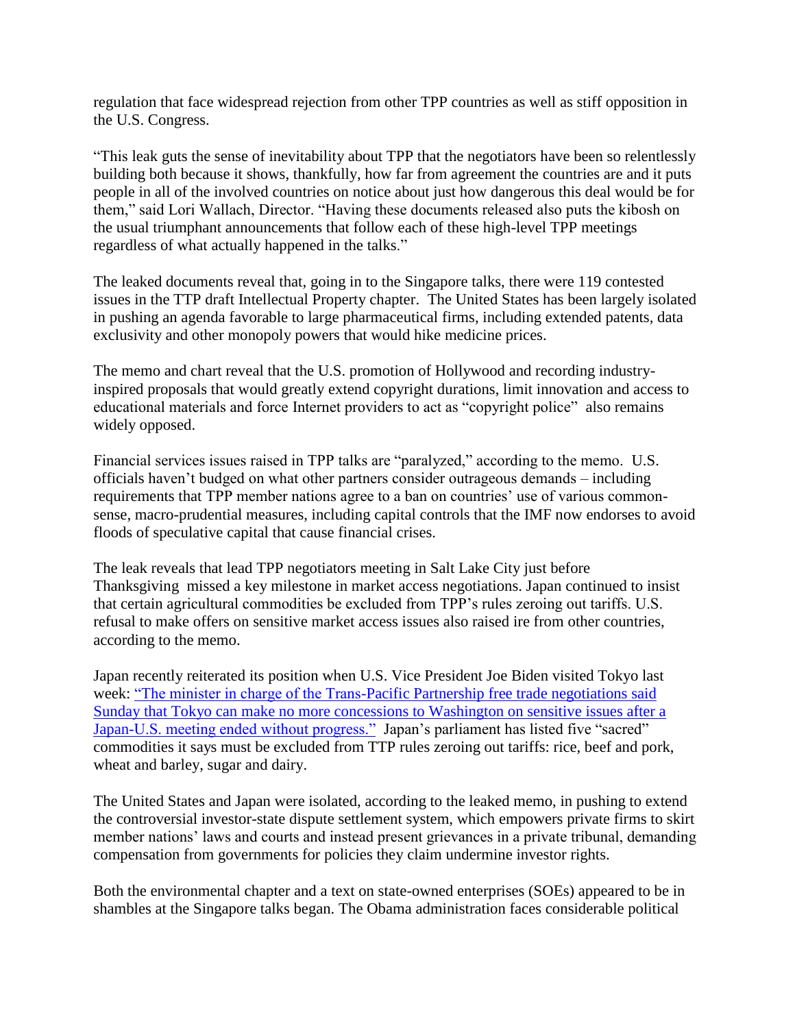regulation that face widespread rejection from other TPP countries as well as stiff opposition in the U.S. Congress.

"This leak guts the sense of inevitability about TPP that the negotiators have been so relentlessly building both because it shows, thankfully, how far from agreement the countries are and it puts people in all of the involved countries on notice about just how dangerous this deal would be for them," said Lori Wallach, Director. "Having these documents released also puts the kibosh on the usual triumphant announcements that follow each of these high-level TPP meetings regardless of what actually happened in the talks."

The leaked documents reveal that, going in to the Singapore talks, there were 119 contested issues in the TTP draft Intellectual Property chapter. The United States has been largely isolated in pushing an agenda favorable to large pharmaceutical firms, including extended patents, data exclusivity and other monopoly powers that would hike medicine prices.

The memo and chart reveal that the U.S. promotion of Hollywood and recording industry-inspired proposals that would greatly extend copyright durations, limit innovation and access to educational materials and force Internet providers to act as "copyright police" also remains widely opposed.

Financial services issues raised in TPP talks are "paralyzed," according to the memo. U.S. officials haven't budged on what other partners consider outrageous demands – including requirements that TPP member nations agree to a ban on countries' use of various common-sense, macro-prudential measures, including capital controls that the IMF now endorses to avoid floods of speculative capital that cause financial crises.

The leak reveals that lead TPP negotiators meeting in Salt Lake City just before Thanksgiving missed a key milestone in market access negotiations. Japan continued to insist that certain agricultural commodities be excluded from TPP's rules zeroing out tariffs. U.S. refusal to make offers on sensitive market access issues also raised ire from other countries, according to the memo.

Japan recently reiterated its position when U.S. Vice President Joe Biden visited Tokyo last week: "The minister in charge of the Trans-Pacific Partnership free trade negotiations said Sunday that Tokyo can make no more concessions to Washington on sensitive issues after a Japan-U.S. meeting ended without progress." Japan's parliament has listed five "sacred" commodities it says must be excluded from TTP rules zeroing out tariffs: rice, beef and pork, wheat and barley, sugar and dairy.

The United States and Japan were isolated, according to the leaked memo, in pushing to extend the controversial investor-state dispute settlement system, which empowers private firms to skirt member nations' laws and courts and instead present grievances in a private tribunal, demanding compensation from governments for policies they claim undermine investor rights.

Both the environmental chapter and a text on state-owned enterprises (SOEs) appeared to be in shambles at the Singapore talks began. The Obama administration faces considerable political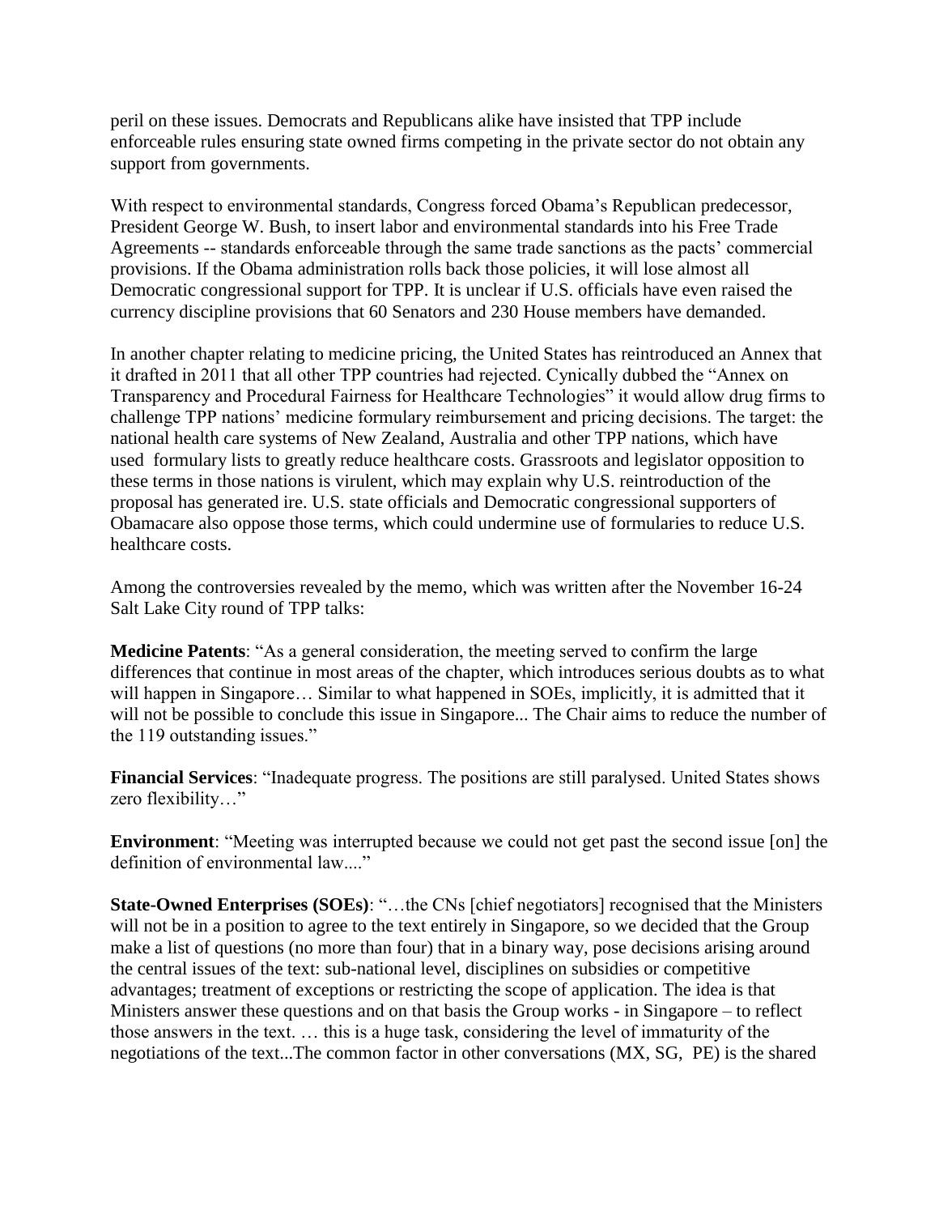peril on these issues. Democrats and Republicans alike have insisted that TPP include enforceable rules ensuring state owned firms competing in the private sector do not obtain any support from governments.

With respect to environmental standards, Congress forced Obama's Republican predecessor, President George W. Bush, to insert labor and environmental standards into his Free Trade Agreements -- standards enforceable through the same trade sanctions as the pacts' commercial provisions. If the Obama administration rolls back those policies, it will lose almost all Democratic congressional support for TPP. It is unclear if U.S. officials have even raised the currency discipline provisions that 60 Senators and 230 House members have demanded.

In another chapter relating to medicine pricing, the United States has reintroduced an Annex that it drafted in 2011 that all other TPP countries had rejected. Cynically dubbed the "Annex on Transparency and Procedural Fairness for Healthcare Technologies" it would allow drug firms to challenge TPP nations' medicine formulary reimbursement and pricing decisions. The target: the national health care systems of New Zealand, Australia and other TPP nations, which have used formulary lists to greatly reduce healthcare costs. Grassroots and legislator opposition to these terms in those nations is virulent, which may explain why U.S. reintroduction of the proposal has generated ire. U.S. state officials and Democratic congressional supporters of Obamacare also oppose those terms, which could undermine use of formularies to reduce U.S. healthcare costs.

Among the controversies revealed by the memo, which was written after the November 16-24 Salt Lake City round of TPP talks:

**Medicine Patents**: "As a general consideration, the meeting served to confirm the large differences that continue in most areas of the chapter, which introduces serious doubts as to what will happen in Singapore… Similar to what happened in SOEs, implicitly, it is admitted that it will not be possible to conclude this issue in Singapore... The Chair aims to reduce the number of the 119 outstanding issues."

**Financial Services**: "Inadequate progress. The positions are still paralysed. United States shows zero flexibility…"

**Environment**: "Meeting was interrupted because we could not get past the second issue [on] the definition of environmental law...."

**State-Owned Enterprises (SOEs)**: "…the CNs [chief negotiators] recognised that the Ministers will not be in a position to agree to the text entirely in Singapore, so we decided that the Group make a list of questions (no more than four) that in a binary way, pose decisions arising around the central issues of the text: sub-national level, disciplines on subsidies or competitive advantages; treatment of exceptions or restricting the scope of application. The idea is that Ministers answer these questions and on that basis the Group works - in Singapore – to reflect those answers in the text. … this is a huge task, considering the level of immaturity of the negotiations of the text...The common factor in other conversations (MX, SG, PE) is the shared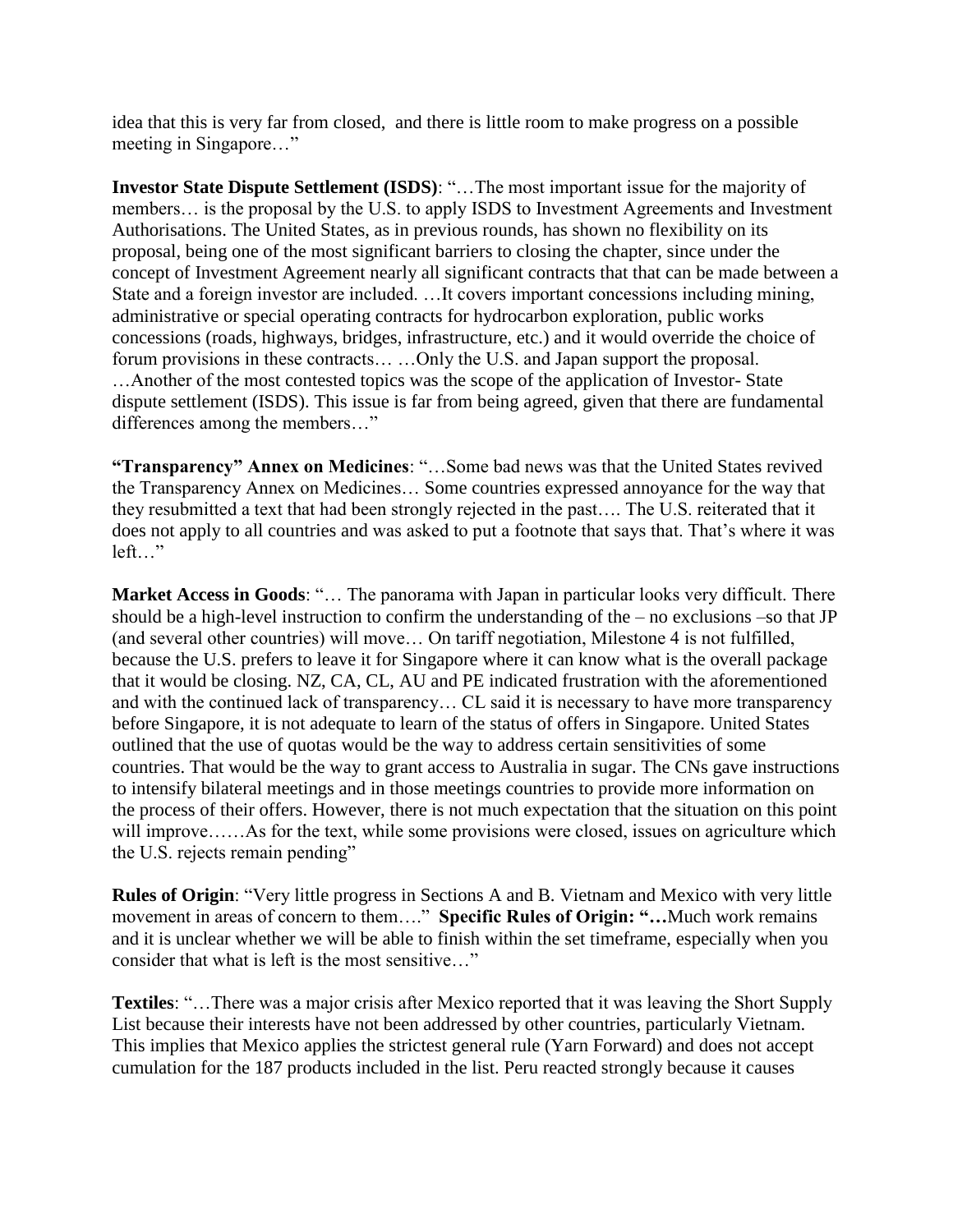idea that this is very far from closed, and there is little room to make progress on a possible meeting in Singapore…"

**Investor State Dispute Settlement (ISDS)**: "…The most important issue for the majority of members… is the proposal by the U.S. to apply ISDS to Investment Agreements and Investment Authorisations. The United States, as in previous rounds, has shown no flexibility on its proposal, being one of the most significant barriers to closing the chapter, since under the concept of Investment Agreement nearly all significant contracts that that can be made between a State and a foreign investor are included. …It covers important concessions including mining, administrative or special operating contracts for hydrocarbon exploration, public works concessions (roads, highways, bridges, infrastructure, etc.) and it would override the choice of forum provisions in these contracts… …Only the U.S. and Japan support the proposal. …Another of the most contested topics was the scope of the application of Investor- State dispute settlement (ISDS). This issue is far from being agreed, given that there are fundamental differences among the members…"

**"Transparency" Annex on Medicines**: "…Some bad news was that the United States revived the Transparency Annex on Medicines… Some countries expressed annoyance for the way that they resubmitted a text that had been strongly rejected in the past…. The U.S. reiterated that it does not apply to all countries and was asked to put a footnote that says that. That's where it was left…"

**Market Access in Goods**: "… The panorama with Japan in particular looks very difficult. There should be a high-level instruction to confirm the understanding of the – no exclusions –so that JP (and several other countries) will move… On tariff negotiation, Milestone 4 is not fulfilled, because the U.S. prefers to leave it for Singapore where it can know what is the overall package that it would be closing. NZ, CA, CL, AU and PE indicated frustration with the aforementioned and with the continued lack of transparency… CL said it is necessary to have more transparency before Singapore, it is not adequate to learn of the status of offers in Singapore. United States outlined that the use of quotas would be the way to address certain sensitivities of some countries. That would be the way to grant access to Australia in sugar. The CNs gave instructions to intensify bilateral meetings and in those meetings countries to provide more information on the process of their offers. However, there is not much expectation that the situation on this point will improve……As for the text, while some provisions were closed, issues on agriculture which the U.S. rejects remain pending"

**Rules of Origin**: "Very little progress in Sections A and B. Vietnam and Mexico with very little movement in areas of concern to them…." **Specific Rules of Origin: "…**Much work remains and it is unclear whether we will be able to finish within the set timeframe, especially when you consider that what is left is the most sensitive…"

**Textiles**: "…There was a major crisis after Mexico reported that it was leaving the Short Supply List because their interests have not been addressed by other countries, particularly Vietnam. This implies that Mexico applies the strictest general rule (Yarn Forward) and does not accept cumulation for the 187 products included in the list. Peru reacted strongly because it causes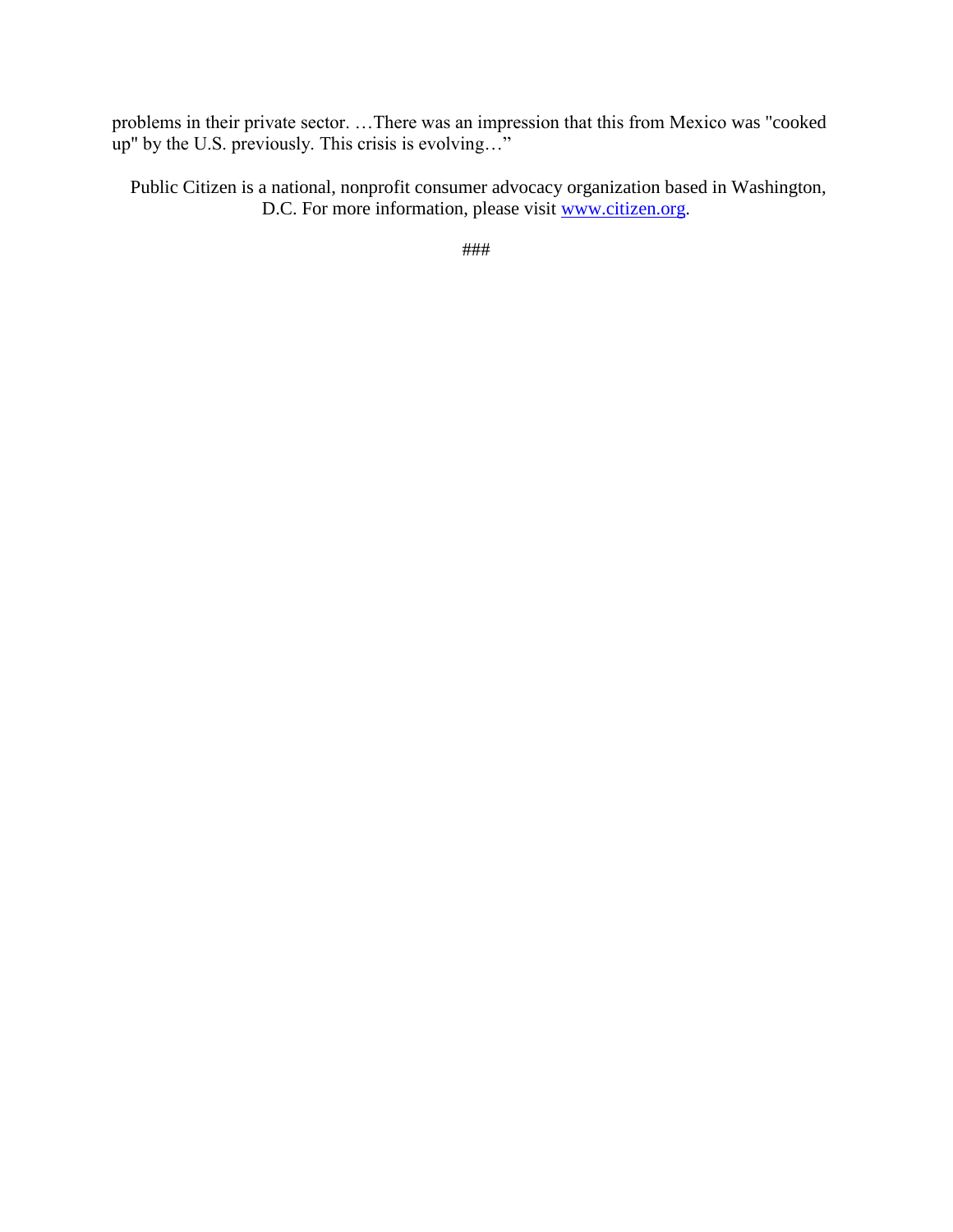problems in their private sector. …There was an impression that this from Mexico was "cooked up" by the U.S. previously. This crisis is evolving…"

Public Citizen is a national, nonprofit consumer advocacy organization based in Washington, D.C. For more information, please visit [www.citizen.org](http://www.citizen.org).

###